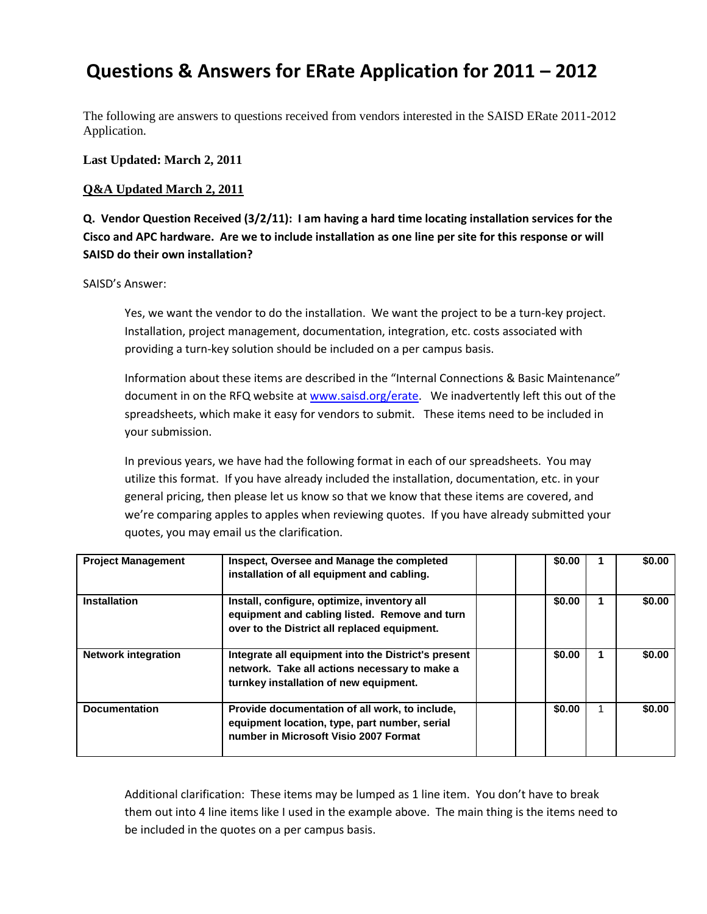# Questions & Answers for ERate Application for 2011 – 2012

The following are answers to questions received from vendors interested in the SAISD ERate 2011-2012 Application.

**Last Updated: March 2, 2011**

**Q&A Updated March 2, 2011**

**Q. Vendor Question Received (3/2/11): I am having a hard time locating installation services for the Cisco and APC hardware. Are we to include installation as one line per site for this response or will SAISD do their own installation?**

SAISD's Answer:

Yes, we want the vendor to do the installation. We want the project to be a turn-key project. Installation, project management, documentation, integration, etc. costs associated with providing a turn-key solution should be included on a per campus basis.

Information about these items are described in the "Internal Connections & Basic Maintenance" document in on the RFQ website at [www.saisd.org/erate](www.saisd.org/erate). We inadvertently left this out of the spreadsheets, which make it easy for vendors to submit. These items need to be included in your submission.

In previous years, we have had the following format in each of our spreadsheets. You may utilize this format. If you have already included the installation, documentation, etc. in your general pricing, then please let us know so that we know that these items are covered, and we're comparing apples to apples when reviewing quotes. If you have already submitted your quotes, you may email us the clarification.

| | | | | | | |
|---|---|---|---|---|---|---|
| **Project Management** | **Inspect, Oversee and Manage the completed installation of all equipment and cabling.** | | | **$0.00** | **1** | **$0.00** |
| **Installation** | **Install, configure, optimize, inventory all equipment and cabling listed. Remove and turn over to the District all replaced equipment.** | | | **$0.00** | **1** | **$0.00** |
| **Network integration** | **Integrate all equipment into the District's present network. Take all actions necessary to make a turnkey installation of new equipment.** | | | **$0.00** | **1** | **$0.00** |
| **Documentation** | **Provide documentation of all work, to include, equipment location, type, part number, serial number in Microsoft Visio 2007 Format** | | | **$0.00** | 1 | **$0.00** |

Additional clarification: These items may be lumped as 1 line item. You don't have to break them out into 4 line items like I used in the example above. The main thing is the items need to be included in the quotes on a per campus basis.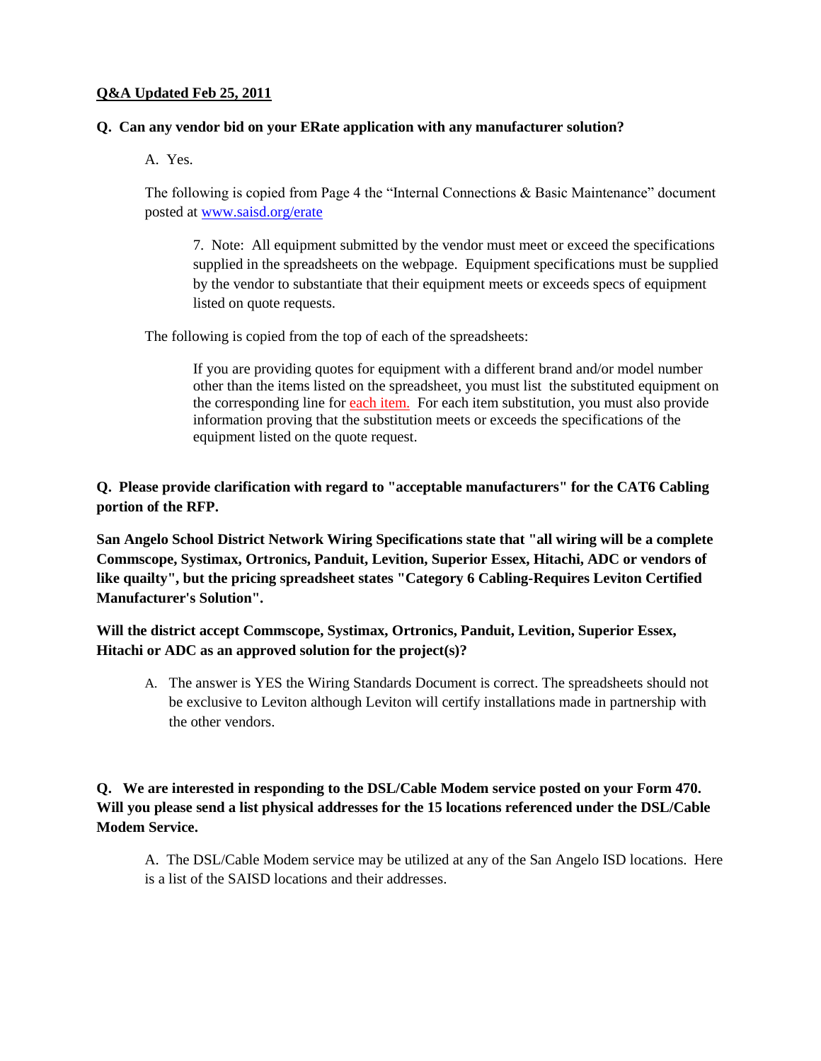**Q&A Updated Feb 25, 2011**

**Q. Can any vendor bid on your ERate application with any manufacturer solution?**

A. Yes.

The following is copied from Page 4 the "Internal Connections & Basic Maintenance" document posted at [www.saisd.org/erate](www.saisd.org/erate)

> 7. Note: All equipment submitted by the vendor must meet or exceed the specifications supplied in the spreadsheets on the webpage. Equipment specifications must be supplied by the vendor to substantiate that their equipment meets or exceeds specs of equipment listed on quote requests.

The following is copied from the top of each of the spreadsheets:

> If you are providing quotes for equipment with a different brand and/or model number other than the items listed on the spreadsheet, you must list the substituted equipment on the corresponding line for each item. For each item substitution, you must also provide information proving that the substitution meets or exceeds the specifications of the equipment listed on the quote request.

**Q. Please provide clarification with regard to "acceptable manufacturers" for the CAT6 Cabling portion of the RFP.**

**San Angelo School District Network Wiring Specifications state that "all wiring will be a complete Commscope, Systimax, Ortronics, Panduit, Levition, Superior Essex, Hitachi, ADC or vendors of like quailty", but the pricing spreadsheet states "Category 6 Cabling-Requires Leviton Certified Manufacturer's Solution".**

**Will the district accept Commscope, Systimax, Ortronics, Panduit, Levition, Superior Essex, Hitachi or ADC as an approved solution for the project(s)?**

A. The answer is YES the Wiring Standards Document is correct. The spreadsheets should not be exclusive to Leviton although Leviton will certify installations made in partnership with the other vendors.

**Q. We are interested in responding to the DSL/Cable Modem service posted on your Form 470. Will you please send a list physical addresses for the 15 locations referenced under the DSL/Cable Modem Service.**

A. The DSL/Cable Modem service may be utilized at any of the San Angelo ISD locations. Here is a list of the SAISD locations and their addresses.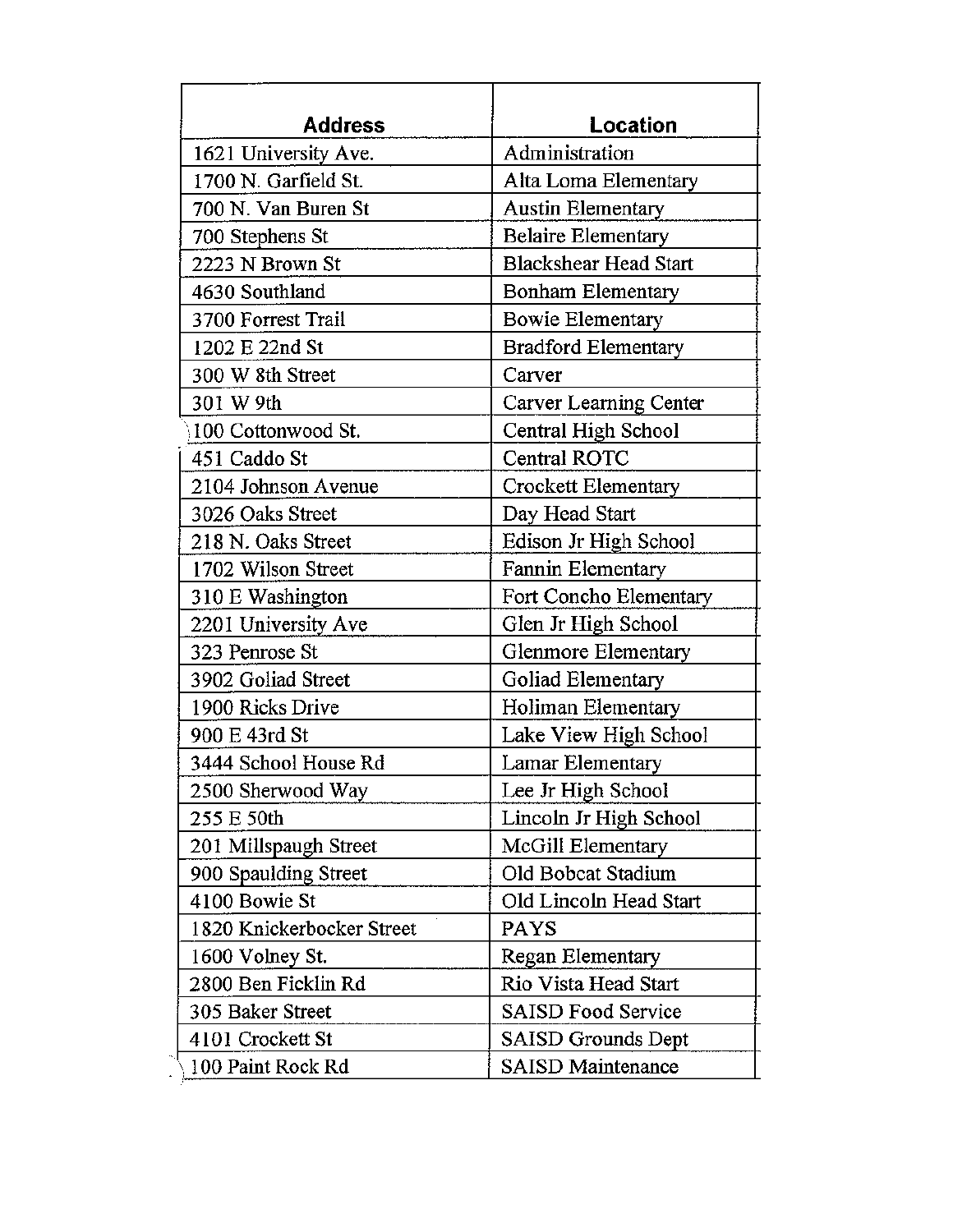| Address | Location |
| --- | --- |
| 1621 University Ave. | Administration |
| 1700 N. Garfield St. | Alta Loma Elementary |
| 700 N. Van Buren St | Austin Elementary |
| 700 Stephens St | Belaire Elementary |
| 2223 N Brown St | Blackshear Head Start |
| 4630 Southland | Bonham Elementary |
| 3700 Forrest Trail | Bowie Elementary |
| 1202 E 22nd St | Bradford Elementary |
| 300 W 8th Street | Carver |
| 301 W 9th | Carver Learning Center |
| 100 Cottonwood St. | Central High School |
| 451 Caddo St | Central ROTC |
| 2104 Johnson Avenue | Crockett Elementary |
| 3026 Oaks Street | Day Head Start |
| 218 N. Oaks Street | Edison Jr High School |
| 1702 Wilson Street | Fannin Elementary |
| 310 E Washington | Fort Concho Elementary |
| 2201 University Ave | Glen Jr High School |
| 323 Penrose St | Glenmore Elementary |
| 3902 Goliad Street | Goliad Elementary |
| 1900 Ricks Drive | Holiman Elementary |
| 900 E 43rd St | Lake View High School |
| 3444 School House Rd | Lamar Elementary |
| 2500 Sherwood Way | Lee Jr High School |
| 255 E 50th | Lincoln Jr High School |
| 201 Millspaugh Street | McGill Elementary |
| 900 Spaulding Street | Old Bobcat Stadium |
| 4100 Bowie St | Old Lincoln Head Start |
| 1820 Knickerbocker Street | PAYS |
| 1600 Volney St. | Regan Elementary |
| 2800 Ben Ficklin Rd | Rio Vista Head Start |
| 305 Baker Street | SAISD Food Service |
| 4101 Crockett St | SAISD Grounds Dept |
| 100 Paint Rock Rd | SAISD Maintenance |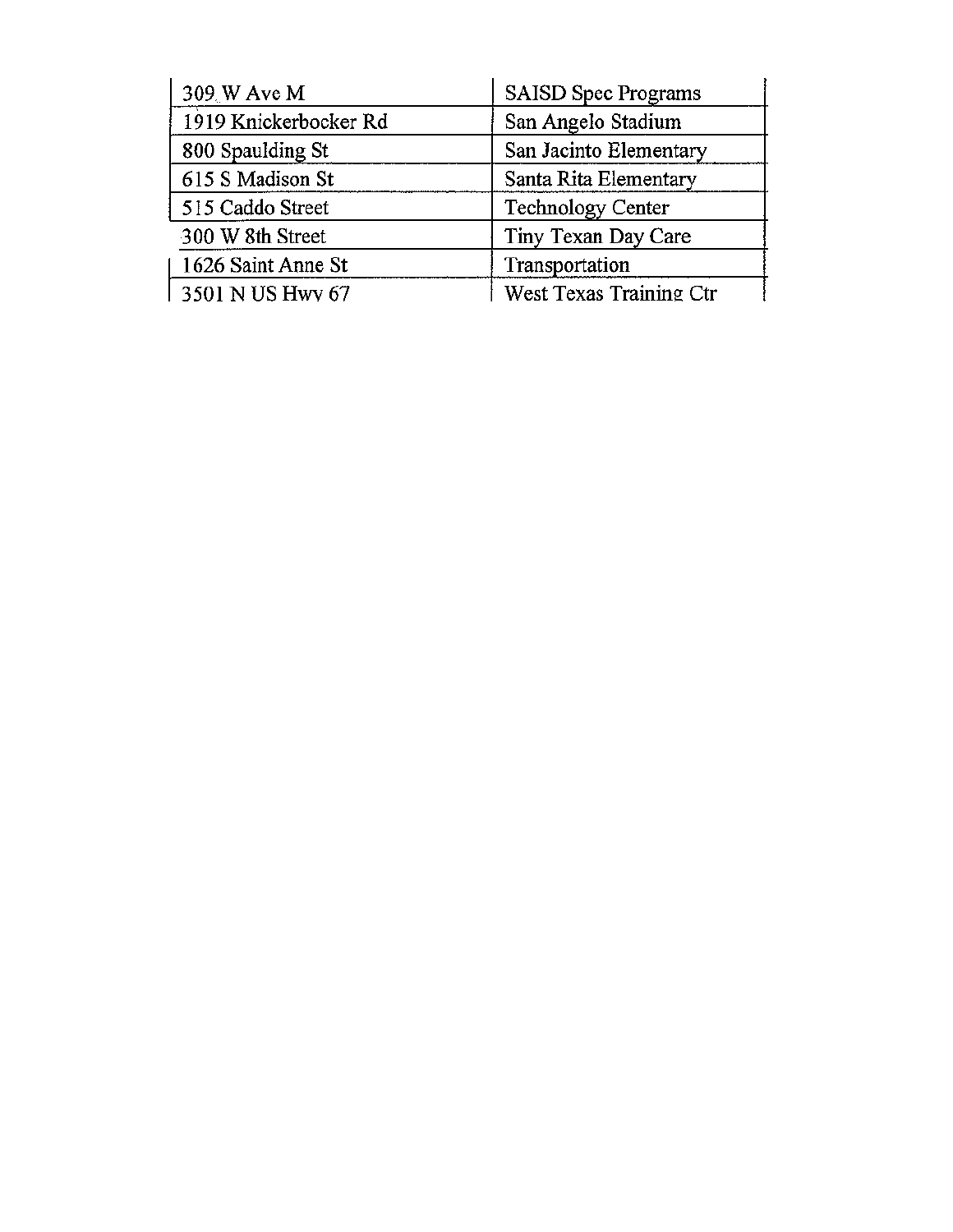| | |
|---|---|
| 309 W Ave M | SAISD Spec Programs |
| 1919 Knickerbocker Rd | San Angelo Stadium |
| 800 Spaulding St | San Jacinto Elementary |
| 615 S Madison St | Santa Rita Elementary |
| 515 Caddo Street | Technology Center |
| 300 W 8th Street | Tiny Texan Day Care |
| 1626 Saint Anne St | Transportation |
| 3501 N US Hwy 67 | West Texas Training Ctr |